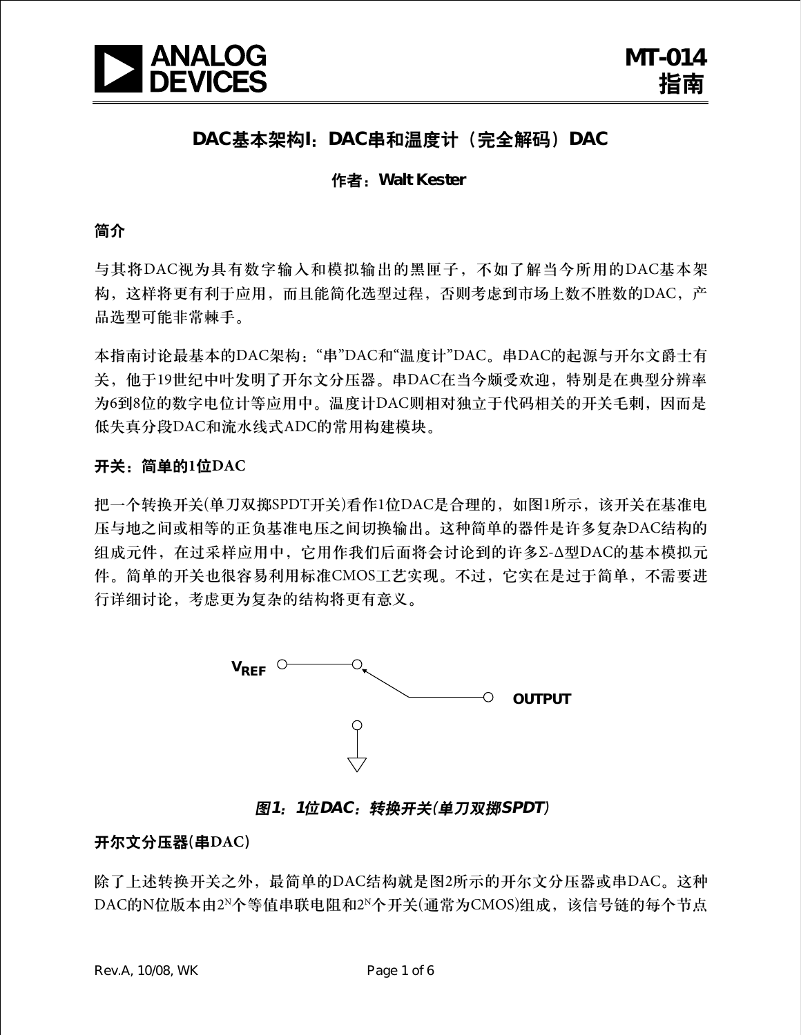MT-014
指南

# DAC基本架构I：DAC串和温度计（完全解码）DAC

作者：Walt Kester

## 简介

与其将DAC视为具有数字输入和模拟输出的黑匣子，不如了解当今所用的DAC基本架构，这样将更有利于应用，而且能简化选型过程，否则考虑到市场上数不胜数的DAC，产品选型可能非常棘手。

本指南讨论最基本的DAC架构："串"DAC和"温度计"DAC。串DAC的起源与开尔文爵士有关，他于19世纪中叶发明了开尔文分压器。串DAC在当今颇受欢迎，特别是在典型分辨率为6到8位的数字电位计等应用中。温度计DAC则相对独立于代码相关的开关毛刺，因而是低失真分段DAC和流水线式ADC的常用构建模块。

## 开关：简单的1位DAC

把一个转换开关(单刀双掷SPDT开关)看作1位DAC是合理的，如图1所示，该开关在基准电压与地之间或相等的正负基准电压之间切换输出。这种简单的器件是许多复杂DAC结构的组成元件，在过采样应用中，它用作我们后面将会讨论到的许多Σ-Δ型DAC的基本模拟元件。简单的开关也很容易利用标准CMOS工艺实现。不过，它实在是过于简单，不需要进行详细讨论，考虑更为复杂的结构将更有意义。

$V_{REF}$

OUTPUT

*图1：1位DAC：转换开关(单刀双掷SPDT)*

## 开尔文分压器(串DAC)

除了上述转换开关之外，最简单的DAC结构就是图2所示的开尔文分压器或串DAC。这种DAC的N位版本由$2^N$个等值串联电阻和$2^N$个开关(通常为CMOS)组成，该信号链的每个节点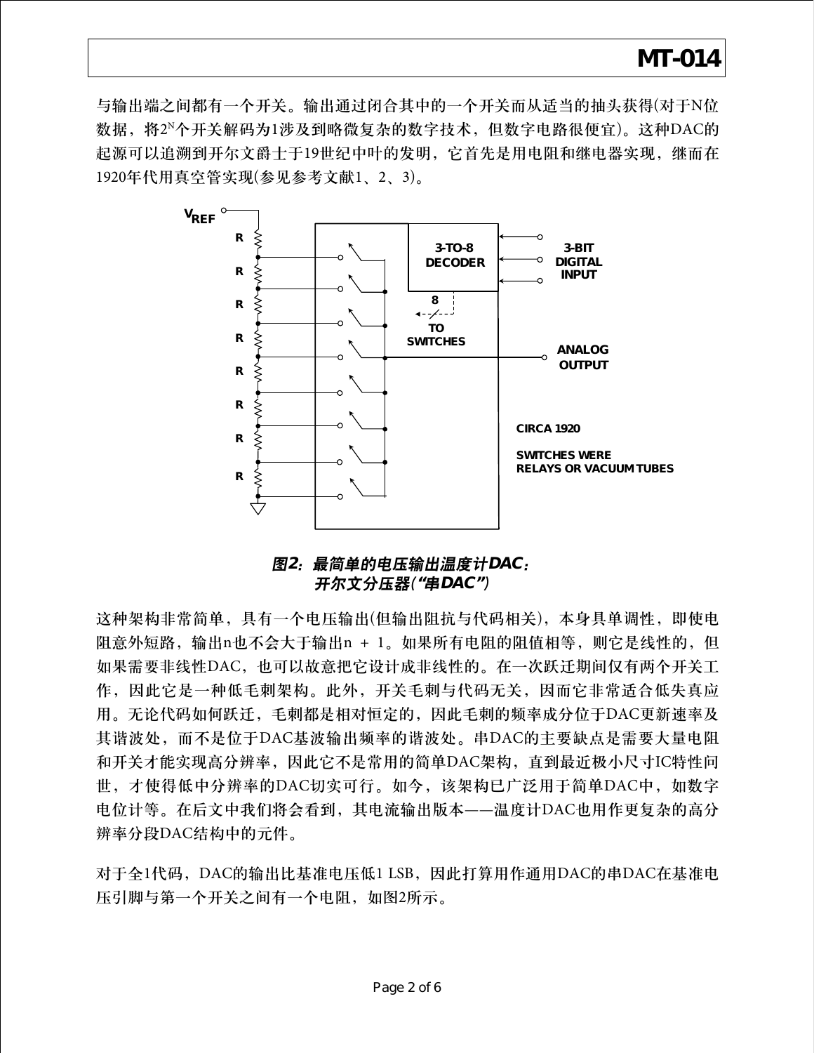与输出端之间都有一个开关。输出通过闭合其中的一个开关而从适当的抽头获得(对于N位数据，将$2^N$个开关解码为1涉及到略微复杂的数字技术，但数字电路很便宜)。这种DAC的起源可以追溯到开尔文爵士于19世纪中叶的发明，它首先是用电阻和继电器实现，继而在1920年代用真空管实现(参见参考文献1、2、3)。

**图2：最简单的电压输出温度计DAC：开尔文分压器("串DAC")**

这种架构非常简单，具有一个电压输出(但输出阻抗与代码相关)，本身具单调性，即使电阻意外短路，输出n也不会大于输出n + 1。如果所有电阻的阻值相等，则它是线性的，但如果需要非线性DAC，也可以故意把它设计成非线性的。在一次跃迁期间仅有两个开关工作，因此它是一种低毛刺架构。此外，开关毛刺与代码无关，因而它非常适合低失真应用。无论代码如何跃迁，毛刺都是相对恒定的，因此毛刺的频率成分位于DAC更新速率及其谐波处，而不是位于DAC基波输出频率的谐波处。串DAC的主要缺点是需要大量电阻和开关才能实现高分辨率，因此它不是常用的简单DAC架构，直到最近极小尺寸IC特性问世，才使得低中分辨率的DAC切实可行。如今，该架构已广泛用于简单DAC中，如数字电位计等。在后文中我们将会看到，其电流输出版本——温度计DAC也用作更复杂的高分辨率分段DAC结构中的元件。

对于全1代码，DAC的输出比基准电压低1 LSB，因此打算用作通用DAC的串DAC在基准电压引脚与第一个开关之间有一个电阻，如图2所示。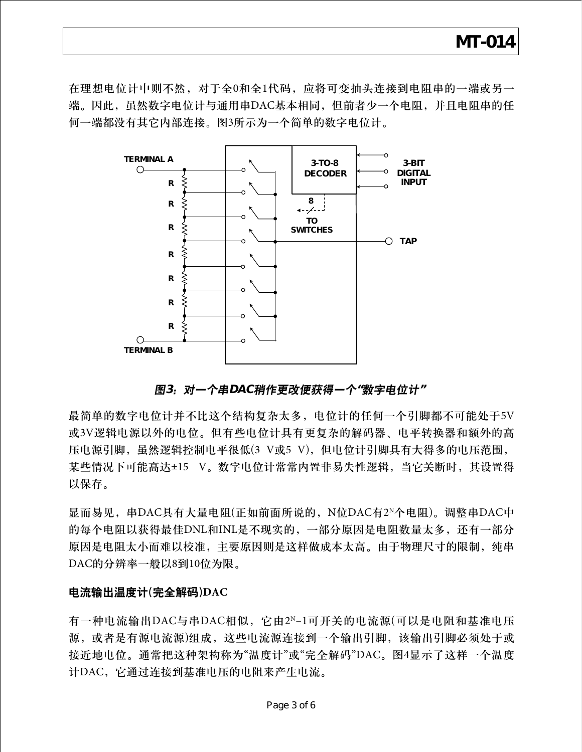在理想电位计中则不然，对于全0和全1代码，应将可变抽头连接到电阻串的一端或另一端。因此，虽然数字电位计与通用串DAC基本相同，但前者少一个电阻，并且电阻串的任何一端都没有其它内部连接。图3所示为一个简单的数字电位计。

TERMINAL A

R

R

R

R

R

R

R

TERMINAL B

3-TO-8 DECODER

8

TO SWITCHES

3-BIT DIGITAL INPUT

TAP

***图3：对一个串DAC稍作更改便获得一个“数字电位计”***

最简单的数字电位计并不比这个结构复杂太多，电位计的任何一个引脚都不可能处于5V或3V逻辑电源以外的电位。但有些电位计具有更复杂的解码器、电平转换器和额外的高压电源引脚，虽然逻辑控制电平很低(3 V或5 V)，但电位计引脚具有大得多的电压范围，某些情况下可能高达±15 V。数字电位计常常内置非易失性逻辑，当它关断时，其设置得以保存。

显而易见，串DAC具有大量电阻(正如前面所说的，N位DAC有$2^N$个电阻)。调整串DAC中的每个电阻以获得最佳DNL和INL是不现实的，一部分原因是电阻数量太多，还有一部分原因是电阻太小而难以校准，主要原因则是这样做成本太高。由于物理尺寸的限制，纯串DAC的分辨率一般以8到10位为限。

### 电流输出温度计(完全解码)DAC

有一种电流输出DAC与串DAC相似，它由$2^N-1$可开关的电流源(可以是电阻和基准电压源，或者是有源电流源)组成，这些电流源连接到一个输出引脚，该输出引脚必须处于或接近地电位。通常把这种架构称为“温度计”或“完全解码”DAC。图4显示了这样一个温度计DAC，它通过连接到基准电压的电阻来产生电流。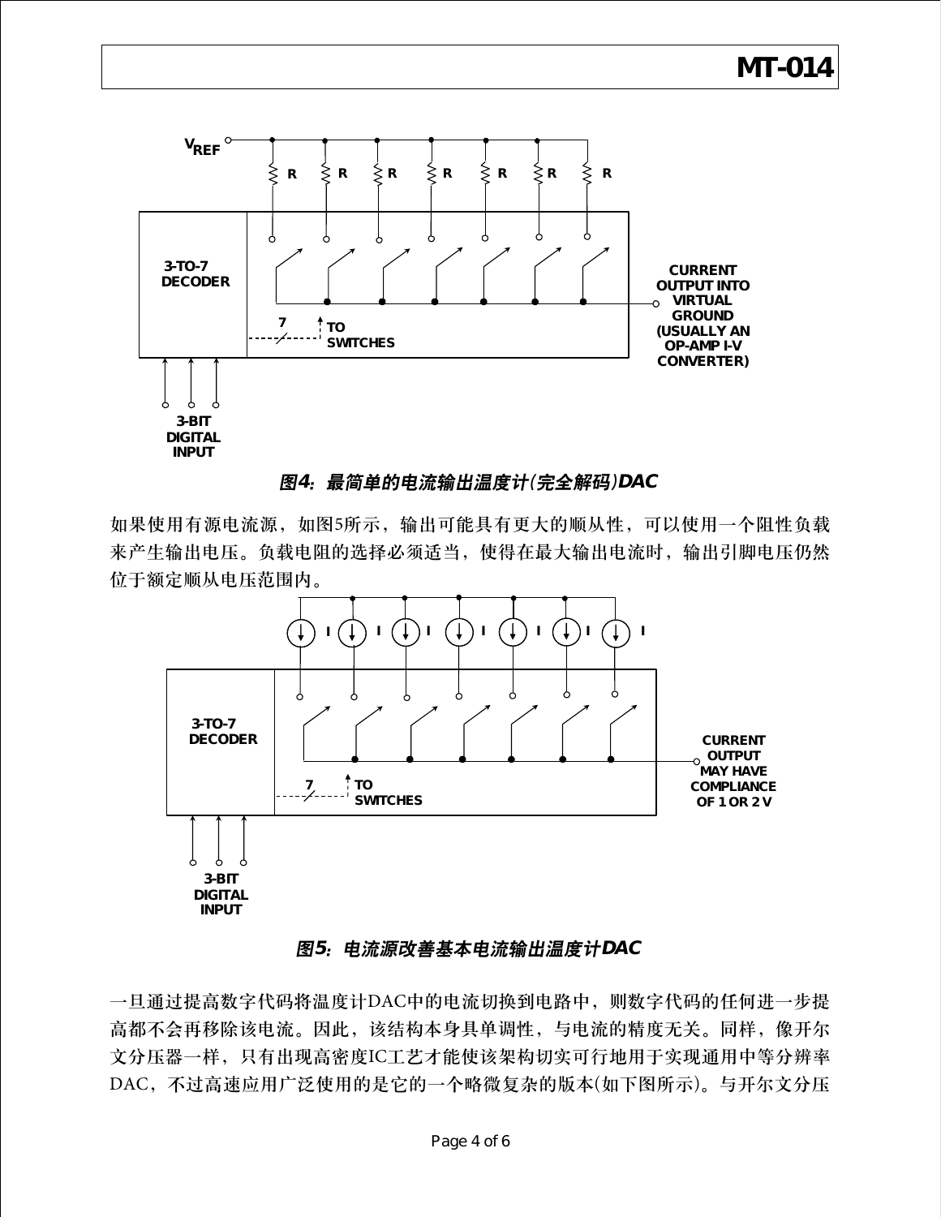VREF

R R R R R R R

3-TO-7 DECODER

7 TO SWITCHES

CURRENT OUTPUT INTO VIRTUAL GROUND (USUALLY AN OP-AMP I-V CONVERTER)

3-BIT DIGITAL INPUT

**图4：最简单的电流输出温度计(完全解码)DAC**

如果使用有源电流源，如图5所示，输出可能具有更大的顺从性，可以使用一个阻性负载来产生输出电压。负载电阻的选择必须适当，使得在最大输出电流时，输出引脚电压仍然位于额定顺从电压范围内。

I I I I I I I

3-TO-7 DECODER

7 TO SWITCHES

CURRENT OUTPUT MAY HAVE COMPLIANCE OF 1 OR 2 V

3-BIT DIGITAL INPUT

**图5：电流源改善基本电流输出温度计DAC**

一旦通过提高数字代码将温度计DAC中的电流切换到电路中，则数字代码的任何进一步提高都不会再移除该电流。因此，该结构本身具单调性，与电流的精度无关。同样，像开尔文分压器一样，只有出现高密度IC工艺才能使该架构切实可行地用于实现通用中等分辨率DAC，不过高速应用广泛使用的是它的一个略微复杂的版本(如下图所示)。与开尔文分压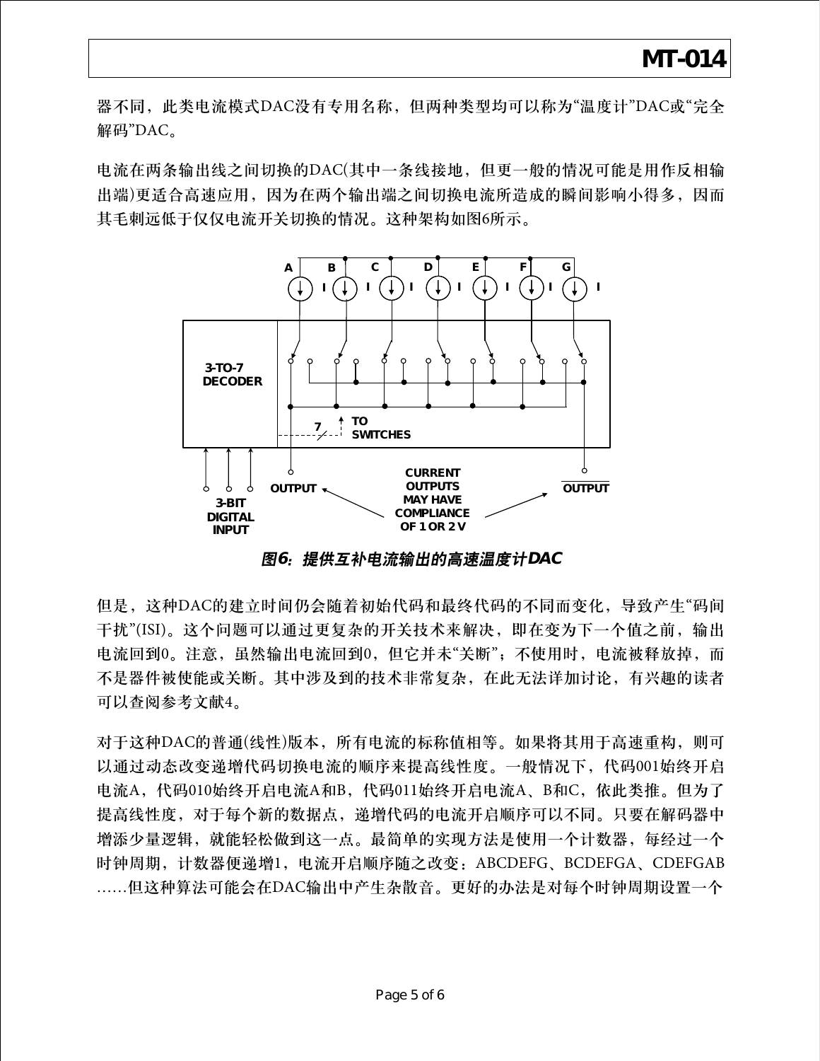器不同，此类电流模式DAC没有专用名称，但两种类型均可以称为"温度计"DAC或"完全解码"DAC。

电流在两条输出线之间切换的DAC(其中一条线接地，但更一般的情况可能是用作反相输出端)更适合高速应用，因为在两个输出端之间切换电流所造成的瞬间影响小得多，因而其毛刺远低于仅仅电流开关切换的情况。这种架构如图6所示。

*图6：提供互补电流输出的高速温度计DAC*

但是，这种DAC的建立时间仍会随着初始代码和最终代码的不同而变化，导致产生"码间干扰"(ISI)。这个问题可以通过更复杂的开关技术来解决，即在变为下一个值之前，输出电流回到0。注意，虽然输出电流回到0，但它并未"关断"；不使用时，电流被释放掉，而不是器件被使能或关断。其中涉及到的技术非常复杂，在此无法详加讨论，有兴趣的读者可以查阅参考文献4。

对于这种DAC的普通(线性)版本，所有电流的标称值相等。如果将其用于高速重构，则可以通过动态改变递增代码切换电流的顺序来提高线性度。一般情况下，代码001始终开启电流A，代码010始终开启电流A和B，代码011始终开启电流A、B和C，依此类推。但为了提高线性度，对于每个新的数据点，递增代码的电流开启顺序可以不同。只要在解码器中增添少量逻辑，就能轻松做到这一点。最简单的实现方法是使用一个计数器，每经过一个时钟周期，计数器便递增1，电流开启顺序随之改变：ABCDEFG、BCDEFGA、CDEFGAB……但这种算法可能会在DAC输出中产生杂散音。更好的办法是对每个时钟周期设置一个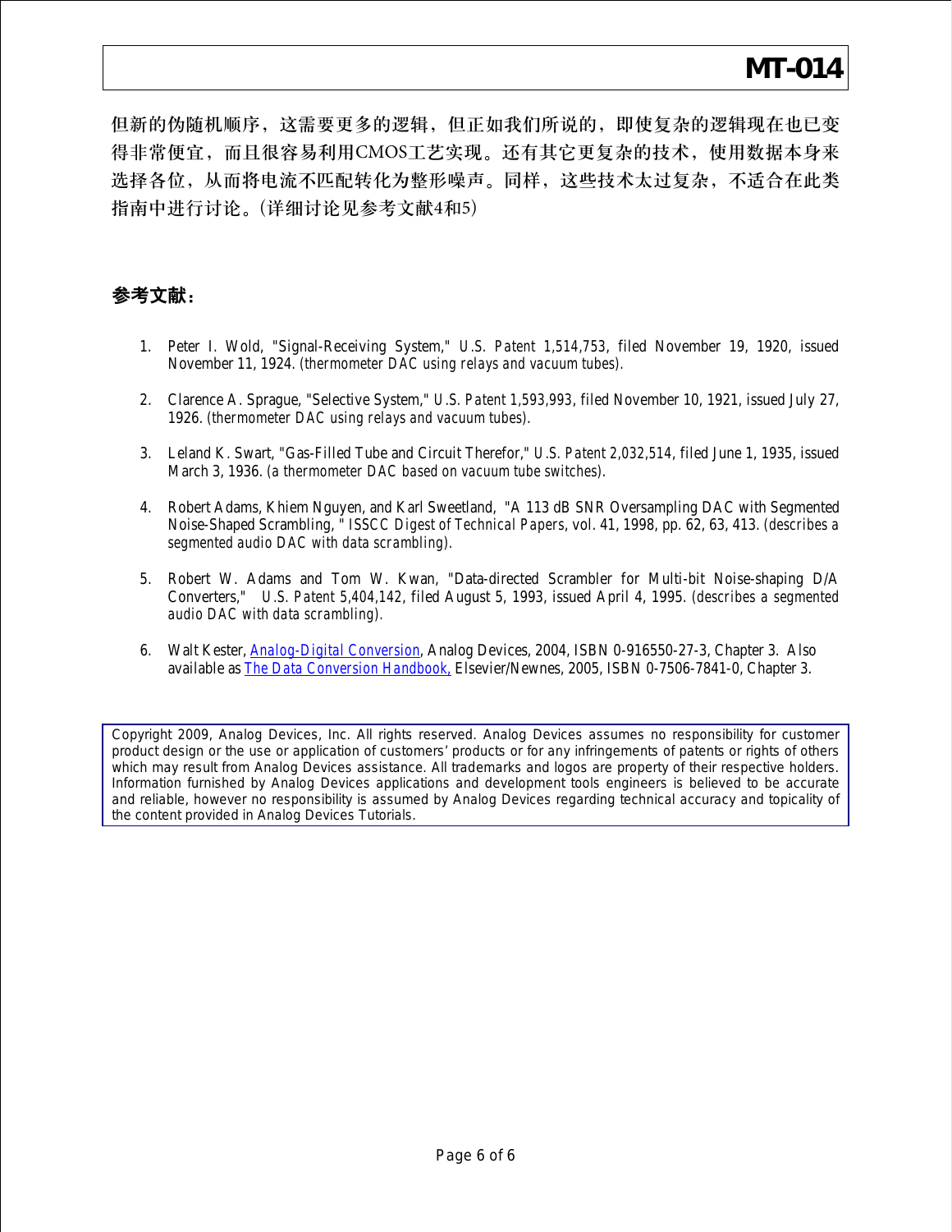但新的伪随机顺序，这需要更多的逻辑，但正如我们所说的，即使复杂的逻辑现在也已变得非常便宜，而且很容易利用CMOS工艺实现。还有其它更复杂的技术，使用数据本身来选择各位，从而将电流不匹配转化为整形噪声。同样，这些技术太过复杂，不适合在此类指南中进行讨论。(详细讨论见参考文献4和5)

## 参考文献：

1. Peter I. Wold, "Signal-Receiving System," *U.S. Patent 1,514,753*, filed November 19, 1920, issued November 11, 1924. *(thermometer DAC using relays and vacuum tubes)*.

2. Clarence A. Sprague, "Selective System," *U.S. Patent 1,593,993*, filed November 10, 1921, issued July 27, 1926. *(thermometer DAC using relays and vacuum tubes)*.

3. Leland K. Swart, "Gas-Filled Tube and Circuit Therefor," *U.S. Patent 2,032,514*, filed June 1, 1935, issued March 3, 1936. *(a thermometer DAC based on vacuum tube switches)*.

4. Robert Adams, Khiem Nguyen, and Karl Sweetland, "A 113 dB SNR Oversampling DAC with Segmented Noise-Shaped Scrambling, " *ISSCC Digest of Technical Papers*, vol. 41, 1998, pp. 62, 63, 413. *(describes a segmented audio DAC with data scrambling)*.

5. Robert W. Adams and Tom W. Kwan, "Data-directed Scrambler for Multi-bit Noise-shaping D/A Converters," *U.S. Patent 5,404,142*, filed August 5, 1993, issued April 4, 1995. *(describes a segmented audio DAC with data scrambling)*.

6. Walt Kester, Analog-Digital Conversion, Analog Devices, 2004, ISBN 0-916550-27-3, Chapter 3. Also available as The Data Conversion Handbook, Elsevier/Newnes, 2005, ISBN 0-7506-7841-0, Chapter 3.

Copyright 2009, Analog Devices, Inc. All rights reserved. Analog Devices assumes no responsibility for customer product design or the use or application of customers' products or for any infringements of patents or rights of others which may result from Analog Devices assistance. All trademarks and logos are property of their respective holders. Information furnished by Analog Devices applications and development tools engineers is believed to be accurate and reliable, however no responsibility is assumed by Analog Devices regarding technical accuracy and topicality of the content provided in Analog Devices Tutorials.